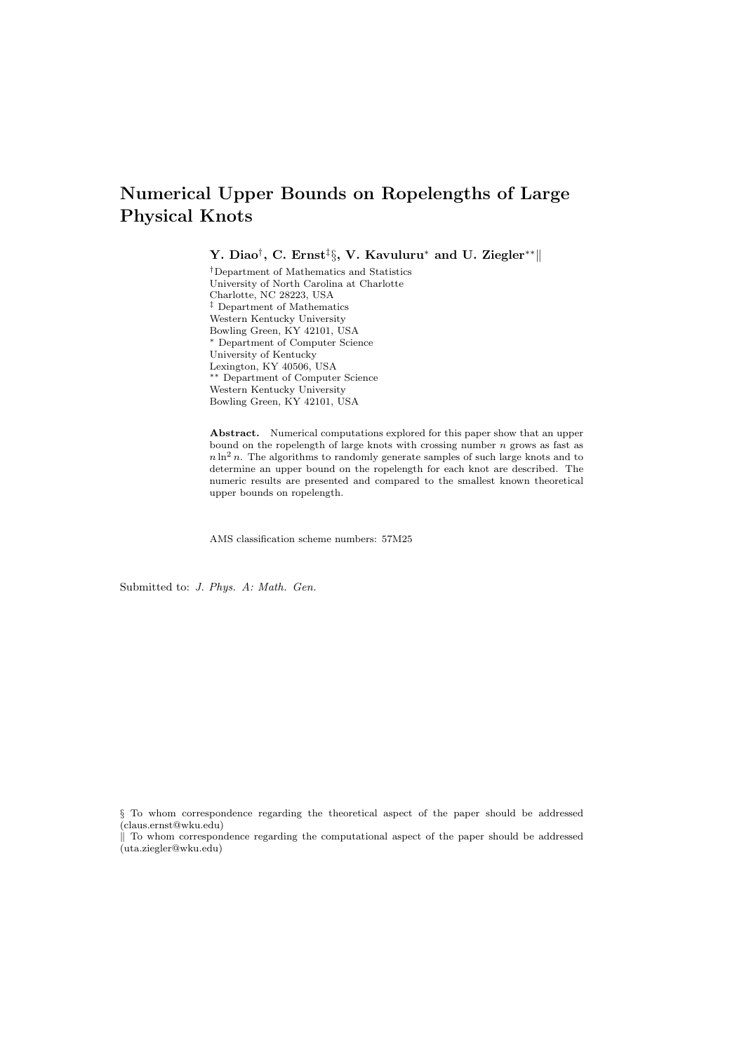# Numerical Upper Bounds on Ropelengths of Large Physical Knots

**Y. Diao[†], C. Ernst[‡§], V. Kavuluru[*] and U. Ziegler[**‖]**

[†]Department of Mathematics and Statistics
University of North Carolina at Charlotte
Charlotte, NC 28223, USA

[‡] Department of Mathematics
Western Kentucky University
Bowling Green, KY 42101, USA

[*] Department of Computer Science
University of Kentucky
Lexington, KY 40506, USA

[**] Department of Computer Science
Western Kentucky University
Bowling Green, KY 42101, USA

**Abstract.** Numerical computations explored for this paper show that an upper bound on the ropelength of large knots with crossing number $n$ grows as fast as $n \ln^2 n$. The algorithms to randomly generate samples of such large knots and to determine an upper bound on the ropelength for each knot are described. The numeric results are presented and compared to the smallest known theoretical upper bounds on ropelength.

AMS classification scheme numbers: 57M25

Submitted to: *J. Phys. A: Math. Gen.*

§ To whom correspondence regarding the theoretical aspect of the paper should be addressed (claus.ernst@wku.edu)

‖ To whom correspondence regarding the computational aspect of the paper should be addressed (uta.ziegler@wku.edu)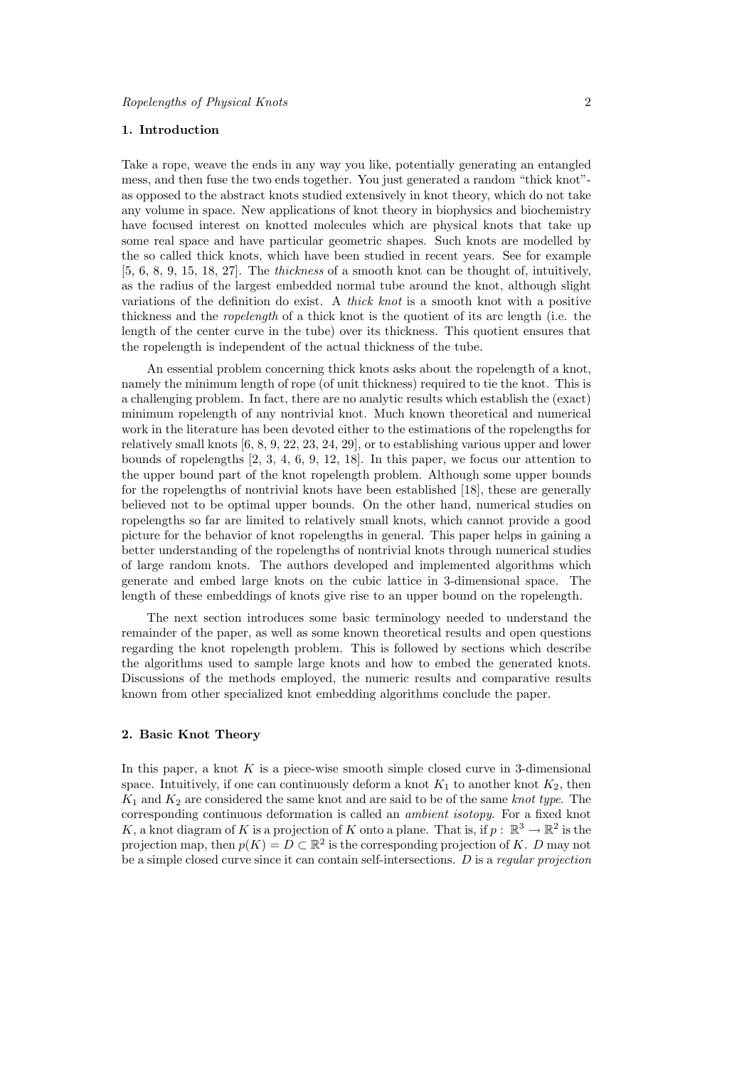## 1. Introduction

Take a rope, weave the ends in any way you like, potentially generating an entangled mess, and then fuse the two ends together. You just generated a random "thick knot"- as opposed to the abstract knots studied extensively in knot theory, which do not take any volume in space. New applications of knot theory in biophysics and biochemistry have focused interest on knotted molecules which are physical knots that take up some real space and have particular geometric shapes. Such knots are modelled by the so called thick knots, which have been studied in recent years. See for example [5, 6, 8, 9, 15, 18, 27]. The *thickness* of a smooth knot can be thought of, intuitively, as the radius of the largest embedded normal tube around the knot, although slight variations of the definition do exist. A *thick knot* is a smooth knot with a positive thickness and the *ropelength* of a thick knot is the quotient of its arc length (i.e. the length of the center curve in the tube) over its thickness. This quotient ensures that the ropelength is independent of the actual thickness of the tube.

An essential problem concerning thick knots asks about the ropelength of a knot, namely the minimum length of rope (of unit thickness) required to tie the knot. This is a challenging problem. In fact, there are no analytic results which establish the (exact) minimum ropelength of any nontrivial knot. Much known theoretical and numerical work in the literature has been devoted either to the estimations of the ropelengths for relatively small knots [6, 8, 9, 22, 23, 24, 29], or to establishing various upper and lower bounds of ropelengths [2, 3, 4, 6, 9, 12, 18]. In this paper, we focus our attention to the upper bound part of the knot ropelength problem. Although some upper bounds for the ropelengths of nontrivial knots have been established [18], these are generally believed not to be optimal upper bounds. On the other hand, numerical studies on ropelengths so far are limited to relatively small knots, which cannot provide a good picture for the behavior of knot ropelengths in general. This paper helps in gaining a better understanding of the ropelengths of nontrivial knots through numerical studies of large random knots. The authors developed and implemented algorithms which generate and embed large knots on the cubic lattice in 3-dimensional space. The length of these embeddings of knots give rise to an upper bound on the ropelength.

The next section introduces some basic terminology needed to understand the remainder of the paper, as well as some known theoretical results and open questions regarding the knot ropelength problem. This is followed by sections which describe the algorithms used to sample large knots and how to embed the generated knots. Discussions of the methods employed, the numeric results and comparative results known from other specialized knot embedding algorithms conclude the paper.

## 2. Basic Knot Theory

In this paper, a knot $K$ is a piece-wise smooth simple closed curve in 3-dimensional space. Intuitively, if one can continuously deform a knot $K_1$ to another knot $K_2$, then $K_1$ and $K_2$ are considered the same knot and are said to be of the same *knot type*. The corresponding continuous deformation is called an *ambient isotopy*. For a fixed knot $K$, a knot diagram of $K$ is a projection of $K$ onto a plane. That is, if $p: \mathbb{R}^3 \to \mathbb{R}^2$ is the projection map, then $p(K) = D \subset \mathbb{R}^2$ is the corresponding projection of $K$. $D$ may not be a simple closed curve since it can contain self-intersections. $D$ is a *regular projection*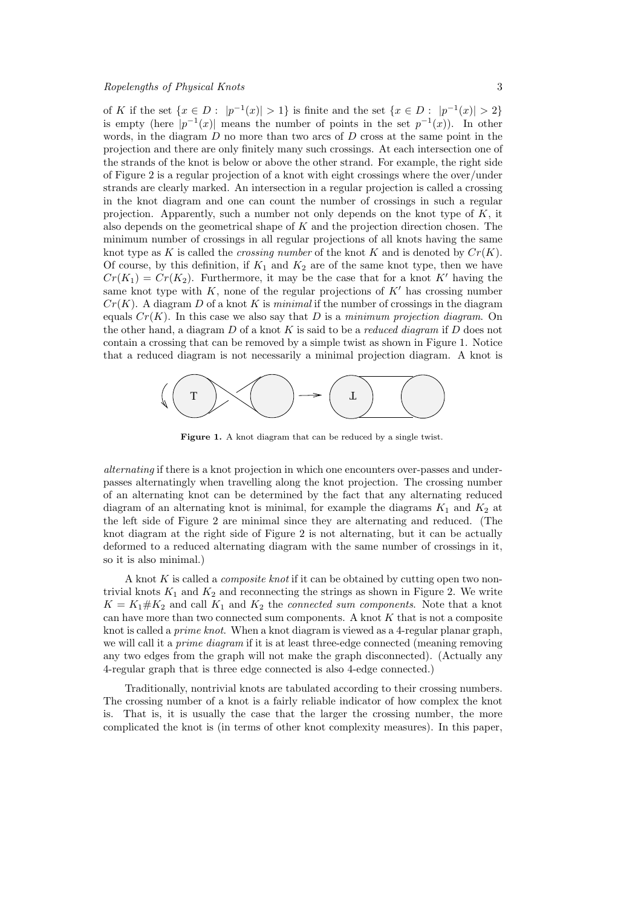of $K$ if the set $\{x \in D : |p^{-1}(x)| > 1\}$ is finite and the set $\{x \in D : |p^{-1}(x)| > 2\}$ is empty (here $|p^{-1}(x)|$ means the number of points in the set $p^{-1}(x)$). In other words, in the diagram $D$ no more than two arcs of $D$ cross at the same point in the projection and there are only finitely many such crossings. At each intersection one of the strands of the knot is below or above the other strand. For example, the right side of Figure 2 is a regular projection of a knot with eight crossings where the over/under strands are clearly marked. An intersection in a regular projection is called a crossing in the knot diagram and one can count the number of crossings in such a regular projection. Apparently, such a number not only depends on the knot type of $K$, it also depends on the geometrical shape of $K$ and the projection direction chosen. The minimum number of crossings in all regular projections of all knots having the same knot type as $K$ is called the *crossing number* of the knot $K$ and is denoted by $Cr(K)$. Of course, by this definition, if $K_1$ and $K_2$ are of the same knot type, then we have $Cr(K_1) = Cr(K_2)$. Furthermore, it may be the case that for a knot $K'$ having the same knot type with $K$, none of the regular projections of $K'$ has crossing number $Cr(K)$. A diagram $D$ of a knot $K$ is *minimal* if the number of crossings in the diagram equals $Cr(K)$. In this case we also say that $D$ is a *minimum projection diagram*. On the other hand, a diagram $D$ of a knot $K$ is said to be a *reduced diagram* if $D$ does not contain a crossing that can be removed by a simple twist as shown in Figure 1. Notice that a reduced diagram is not necessarily a minimal projection diagram. A knot is

**Figure 1.** A knot diagram that can be reduced by a single twist.

*alternating* if there is a knot projection in which one encounters over-passes and under-passes alternatingly when travelling along the knot projection. The crossing number of an alternating knot can be determined by the fact that any alternating reduced diagram of an alternating knot is minimal, for example the diagrams $K_1$ and $K_2$ at the left side of Figure 2 are minimal since they are alternating and reduced. (The knot diagram at the right side of Figure 2 is not alternating, but it can be actually deformed to a reduced alternating diagram with the same number of crossings in it, so it is also minimal.)

A knot $K$ is called a *composite knot* if it can be obtained by cutting open two non-trivial knots $K_1$ and $K_2$ and reconnecting the strings as shown in Figure 2. We write $K = K_1 \# K_2$ and call $K_1$ and $K_2$ the *connected sum components*. Note that a knot can have more than two connected sum components. A knot $K$ that is not a composite knot is called a *prime knot*. When a knot diagram is viewed as a 4-regular planar graph, we will call it a *prime diagram* if it is at least three-edge connected (meaning removing any two edges from the graph will not make the graph disconnected). (Actually any 4-regular graph that is three edge connected is also 4-edge connected.)

Traditionally, nontrivial knots are tabulated according to their crossing numbers. The crossing number of a knot is a fairly reliable indicator of how complex the knot is. That is, it is usually the case that the larger the crossing number, the more complicated the knot is (in terms of other knot complexity measures). In this paper,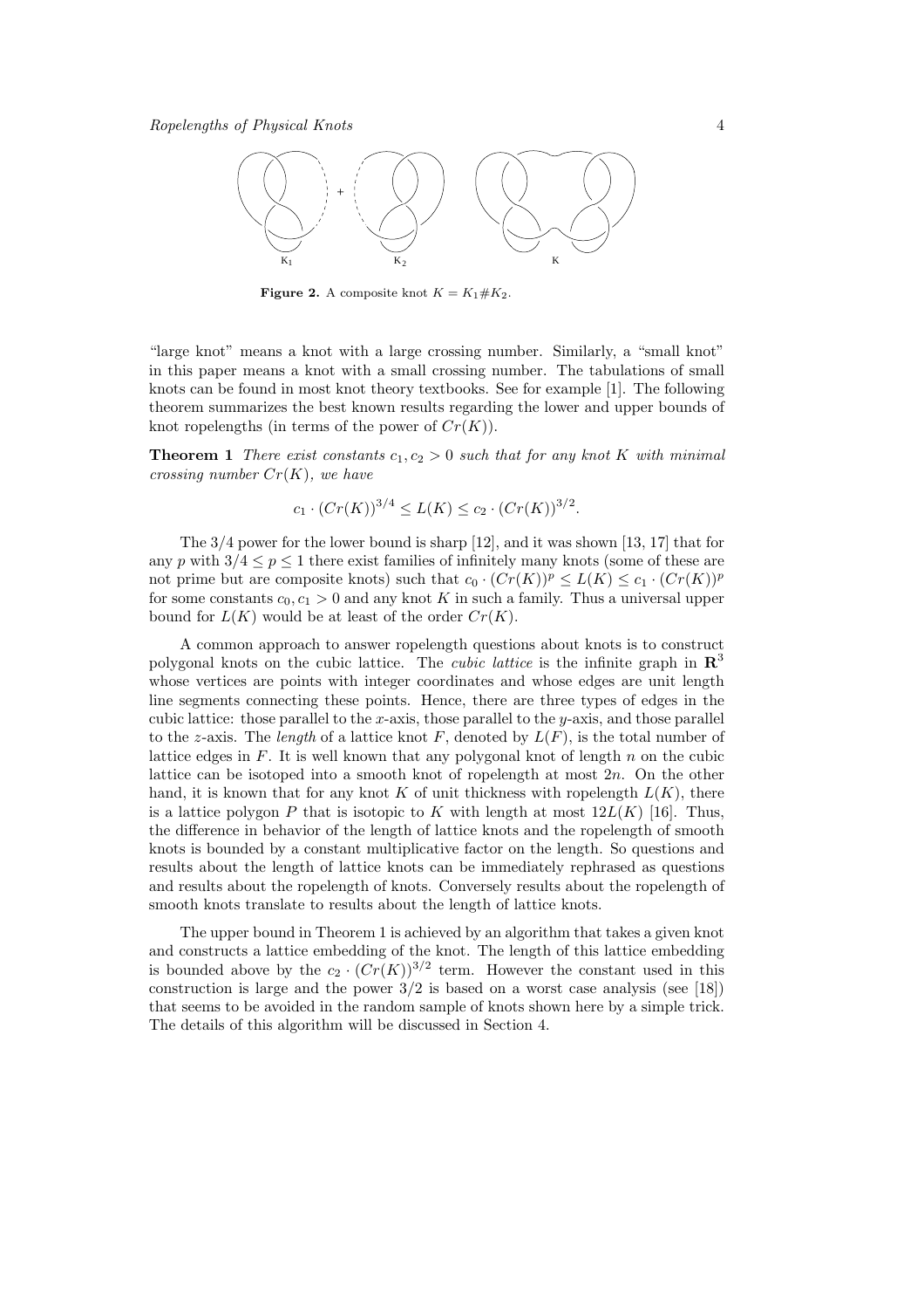Figure 2. A composite knot $K = K_1 \# K_2$.

"large knot" means a knot with a large crossing number. Similarly, a "small knot" in this paper means a knot with a small crossing number. The tabulations of small knots can be found in most knot theory textbooks. See for example [1]. The following theorem summarizes the best known results regarding the lower and upper bounds of knot ropelengths (in terms of the power of $Cr(K)$).

**Theorem 1** *There exist constants $c_1, c_2 > 0$ such that for any knot $K$ with minimal crossing number $Cr(K)$, we have*

$$c_1 \cdot (Cr(K))^{3/4} \leq L(K) \leq c_2 \cdot (Cr(K))^{3/2}.$$

The 3/4 power for the lower bound is sharp [12], and it was shown [13, 17] that for any $p$ with $3/4 \leq p \leq 1$ there exist families of infinitely many knots (some of these are not prime but are composite knots) such that $c_0 \cdot (Cr(K))^p \leq L(K) \leq c_1 \cdot (Cr(K))^p$ for some constants $c_0, c_1 > 0$ and any knot $K$ in such a family. Thus a universal upper bound for $L(K)$ would be at least of the order $Cr(K)$.

A common approach to answer ropelength questions about knots is to construct polygonal knots on the cubic lattice. The *cubic lattice* is the infinite graph in $\mathbf{R}^3$ whose vertices are points with integer coordinates and whose edges are unit length line segments connecting these points. Hence, there are three types of edges in the cubic lattice: those parallel to the $x$-axis, those parallel to the $y$-axis, and those parallel to the $z$-axis. The *length* of a lattice knot $F$, denoted by $L(F)$, is the total number of lattice edges in $F$. It is well known that any polygonal knot of length $n$ on the cubic lattice can be isotoped into a smooth knot of ropelength at most $2n$. On the other hand, it is known that for any knot $K$ of unit thickness with ropelength $L(K)$, there is a lattice polygon $P$ that is isotopic to $K$ with length at most $12L(K)$ [16]. Thus, the difference in behavior of the length of lattice knots and the ropelength of smooth knots is bounded by a constant multiplicative factor on the length. So questions and results about the length of lattice knots can be immediately rephrased as questions and results about the ropelength of knots. Conversely results about the ropelength of smooth knots translate to results about the length of lattice knots.

The upper bound in Theorem 1 is achieved by an algorithm that takes a given knot and constructs a lattice embedding of the knot. The length of this lattice embedding is bounded above by the $c_2 \cdot (Cr(K))^{3/2}$ term. However the constant used in this construction is large and the power 3/2 is based on a worst case analysis (see [18]) that seems to be avoided in the random sample of knots shown here by a simple trick. The details of this algorithm will be discussed in Section 4.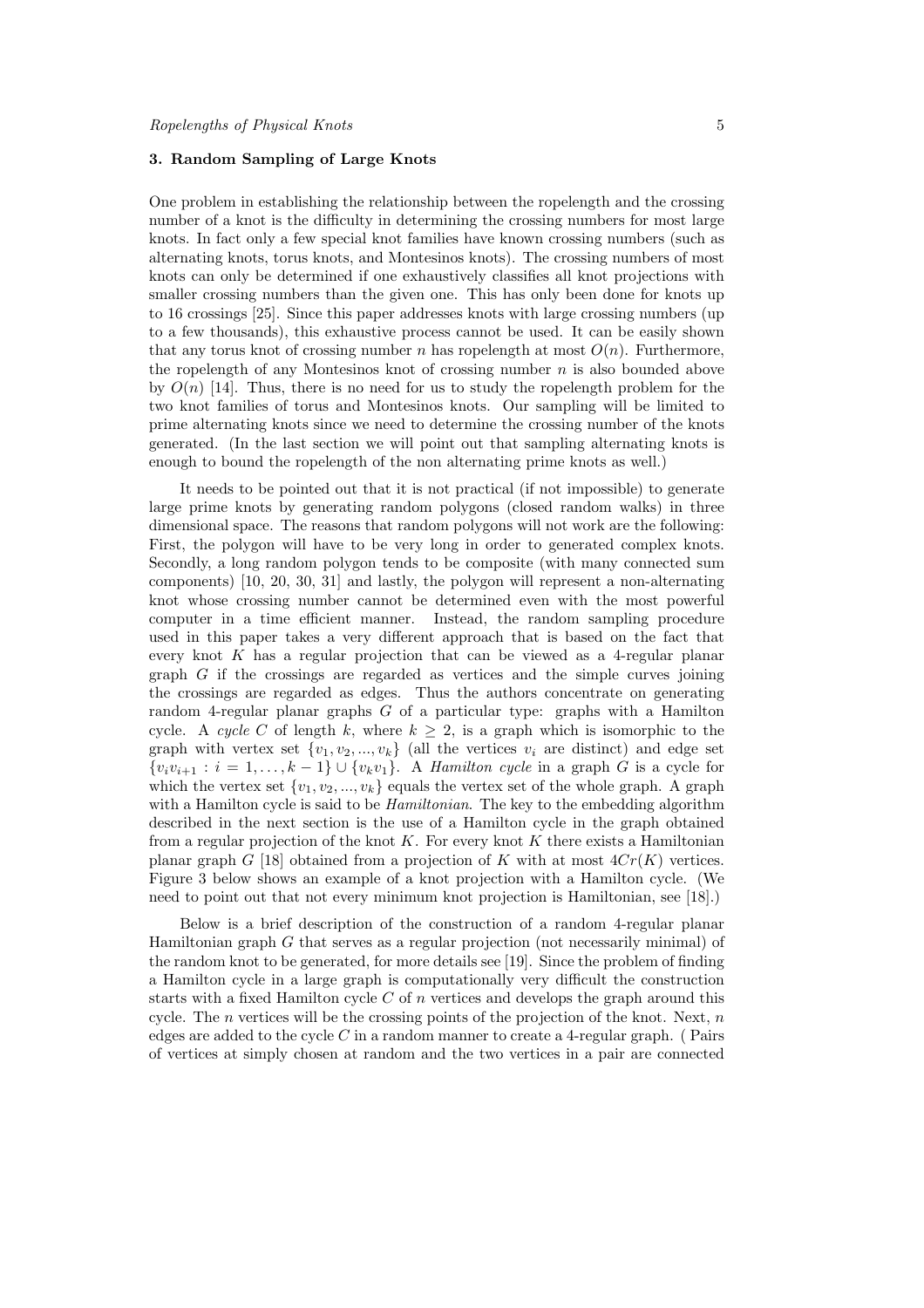## 3. Random Sampling of Large Knots

One problem in establishing the relationship between the ropelength and the crossing number of a knot is the difficulty in determining the crossing numbers for most large knots. In fact only a few special knot families have known crossing numbers (such as alternating knots, torus knots, and Montesinos knots). The crossing numbers of most knots can only be determined if one exhaustively classifies all knot projections with smaller crossing numbers than the given one. This has only been done for knots up to 16 crossings [25]. Since this paper addresses knots with large crossing numbers (up to a few thousands), this exhaustive process cannot be used. It can be easily shown that any torus knot of crossing number $n$ has ropelength at most $O(n)$. Furthermore, the ropelength of any Montesinos knot of crossing number $n$ is also bounded above by $O(n)$ [14]. Thus, there is no need for us to study the ropelength problem for the two knot families of torus and Montesinos knots. Our sampling will be limited to prime alternating knots since we need to determine the crossing number of the knots generated. (In the last section we will point out that sampling alternating knots is enough to bound the ropelength of the non alternating prime knots as well.)

It needs to be pointed out that it is not practical (if not impossible) to generate large prime knots by generating random polygons (closed random walks) in three dimensional space. The reasons that random polygons will not work are the following: First, the polygon will have to be very long in order to generated complex knots. Secondly, a long random polygon tends to be composite (with many connected sum components) [10, 20, 30, 31] and lastly, the polygon will represent a non-alternating knot whose crossing number cannot be determined even with the most powerful computer in a time efficient manner. Instead, the random sampling procedure used in this paper takes a very different approach that is based on the fact that every knot $K$ has a regular projection that can be viewed as a 4-regular planar graph $G$ if the crossings are regarded as vertices and the simple curves joining the crossings are regarded as edges. Thus the authors concentrate on generating random 4-regular planar graphs $G$ of a particular type: graphs with a Hamilton cycle. A *cycle* $C$ of length $k$, where $k \geq 2$, is a graph which is isomorphic to the graph with vertex set $\{v_1, v_2, ..., v_k\}$ (all the vertices $v_i$ are distinct) and edge set $\{v_i v_{i+1} : i = 1, \ldots, k-1\} \cup \{v_k v_1\}$. A *Hamilton cycle* in a graph $G$ is a cycle for which the vertex set $\{v_1, v_2, ..., v_k\}$ equals the vertex set of the whole graph. A graph with a Hamilton cycle is said to be *Hamiltonian*. The key to the embedding algorithm described in the next section is the use of a Hamilton cycle in the graph obtained from a regular projection of the knot $K$. For every knot $K$ there exists a Hamiltonian planar graph $G$ [18] obtained from a projection of $K$ with at most $4Cr(K)$ vertices. Figure 3 below shows an example of a knot projection with a Hamilton cycle. (We need to point out that not every minimum knot projection is Hamiltonian, see [18].)

Below is a brief description of the construction of a random 4-regular planar Hamiltonian graph $G$ that serves as a regular projection (not necessarily minimal) of the random knot to be generated, for more details see [19]. Since the problem of finding a Hamilton cycle in a large graph is computationally very difficult the construction starts with a fixed Hamilton cycle $C$ of $n$ vertices and develops the graph around this cycle. The $n$ vertices will be the crossing points of the projection of the knot. Next, $n$ edges are added to the cycle $C$ in a random manner to create a 4-regular graph. ( Pairs of vertices at simply chosen at random and the two vertices in a pair are connected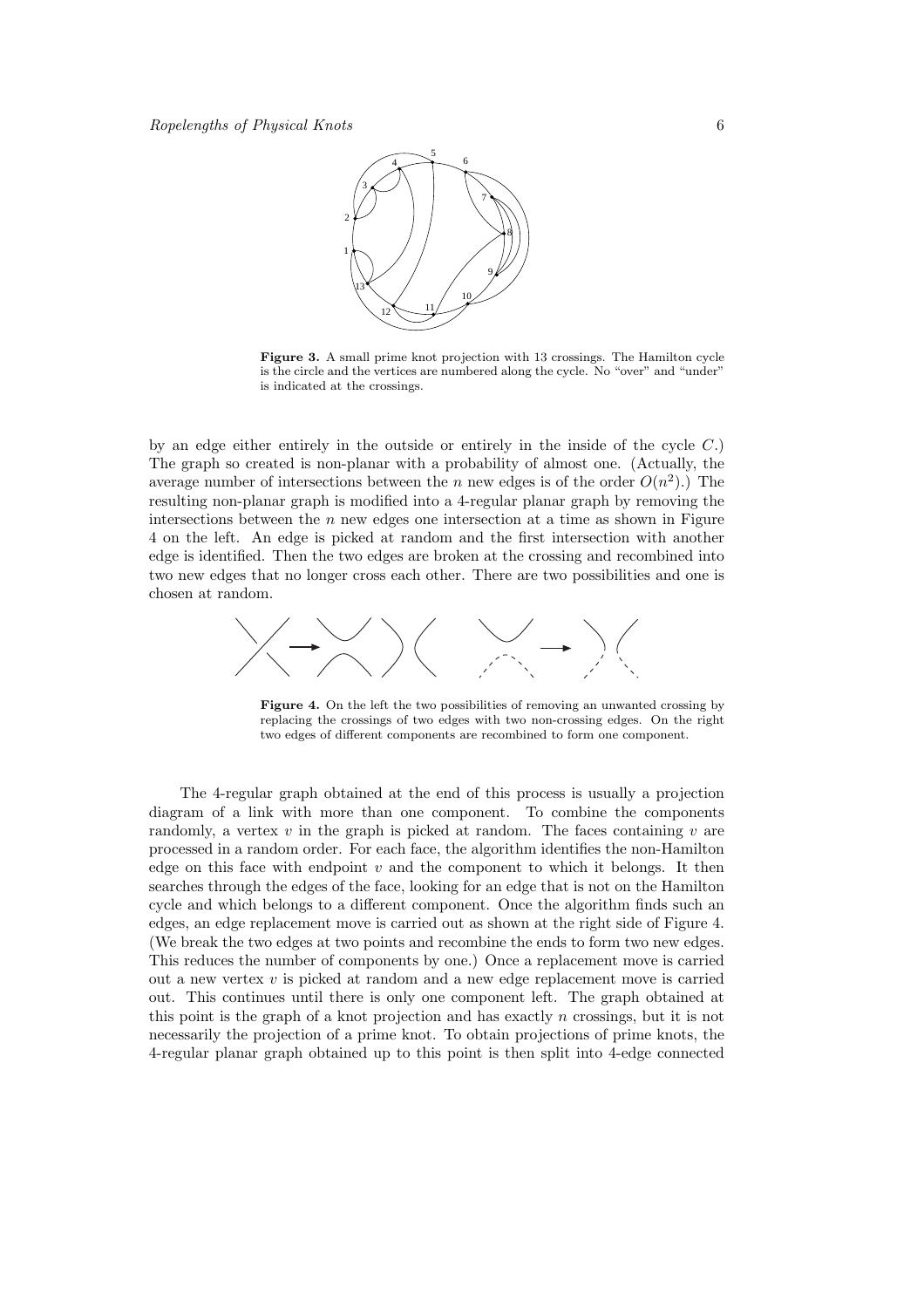**Figure 3.** A small prime knot projection with 13 crossings. The Hamilton cycle is the circle and the vertices are numbered along the cycle. No "over" and "under" is indicated at the crossings.

by an edge either entirely in the outside or entirely in the inside of the cycle $C$.) The graph so created is non-planar with a probability of almost one. (Actually, the average number of intersections between the $n$ new edges is of the order $O(n^2)$.) The resulting non-planar graph is modified into a 4-regular planar graph by removing the intersections between the $n$ new edges one intersection at a time as shown in Figure 4 on the left. An edge is picked at random and the first intersection with another edge is identified. Then the two edges are broken at the crossing and recombined into two new edges that no longer cross each other. There are two possibilities and one is chosen at random.

**Figure 4.** On the left the two possibilities of removing an unwanted crossing by replacing the crossings of two edges with two non-crossing edges. On the right two edges of different components are recombined to form one component.

The 4-regular graph obtained at the end of this process is usually a projection diagram of a link with more than one component. To combine the components randomly, a vertex $v$ in the graph is picked at random. The faces containing $v$ are processed in a random order. For each face, the algorithm identifies the non-Hamilton edge on this face with endpoint $v$ and the component to which it belongs. It then searches through the edges of the face, looking for an edge that is not on the Hamilton cycle and which belongs to a different component. Once the algorithm finds such an edges, an edge replacement move is carried out as shown at the right side of Figure 4. (We break the two edges at two points and recombine the ends to form two new edges. This reduces the number of components by one.) Once a replacement move is carried out a new vertex $v$ is picked at random and a new edge replacement move is carried out. This continues until there is only one component left. The graph obtained at this point is the graph of a knot projection and has exactly $n$ crossings, but it is not necessarily the projection of a prime knot. To obtain projections of prime knots, the 4-regular planar graph obtained up to this point is then split into 4-edge connected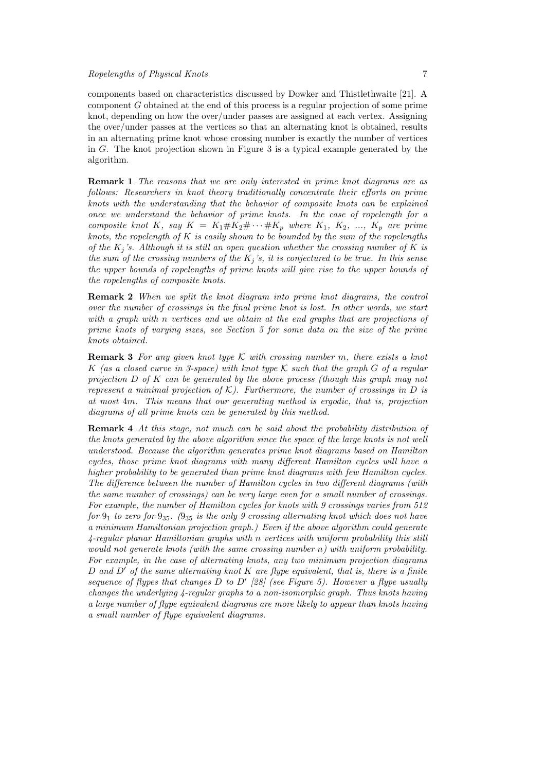components based on characteristics discussed by Dowker and Thistlethwaite [21]. A component $G$ obtained at the end of this process is a regular projection of some prime knot, depending on how the over/under passes are assigned at each vertex. Assigning the over/under passes at the vertices so that an alternating knot is obtained, results in an alternating prime knot whose crossing number is exactly the number of vertices in $G$. The knot projection shown in Figure 3 is a typical example generated by the algorithm.

**Remark 1** *The reasons that we are only interested in prime knot diagrams are as follows: Researchers in knot theory traditionally concentrate their efforts on prime knots with the understanding that the behavior of composite knots can be explained once we understand the behavior of prime knots. In the case of ropelength for a composite knot $K$, say $K = K_1 \# K_2 \# \cdots \# K_p$ where $K_1$, $K_2$, ..., $K_p$ are prime knots, the ropelength of $K$ is easily shown to be bounded by the sum of the ropelengths of the $K_j$'s. Although it is still an open question whether the crossing number of $K$ is the sum of the crossing numbers of the $K_j$'s, it is conjectured to be true. In this sense the upper bounds of ropelengths of prime knots will give rise to the upper bounds of the ropelengths of composite knots.*

**Remark 2** *When we split the knot diagram into prime knot diagrams, the control over the number of crossings in the final prime knot is lost. In other words, we start with a graph with $n$ vertices and we obtain at the end graphs that are projections of prime knots of varying sizes, see Section 5 for some data on the size of the prime knots obtained.*

**Remark 3** *For any given knot type $\mathcal{K}$ with crossing number $m$, there exists a knot $K$ (as a closed curve in 3-space) with knot type $\mathcal{K}$ such that the graph $G$ of a regular projection $D$ of $K$ can be generated by the above process (though this graph may not represent a minimal projection of $\mathcal{K}$). Furthermore, the number of crossings in $D$ is at most $4m$. This means that our generating method is ergodic, that is, projection diagrams of all prime knots can be generated by this method.*

**Remark 4** *At this stage, not much can be said about the probability distribution of the knots generated by the above algorithm since the space of the large knots is not well understood. Because the algorithm generates prime knot diagrams based on Hamilton cycles, those prime knot diagrams with many different Hamilton cycles will have a higher probability to be generated than prime knot diagrams with few Hamilton cycles. The difference between the number of Hamilton cycles in two different diagrams (with the same number of crossings) can be very large even for a small number of crossings. For example, the number of Hamilton cycles for knots with 9 crossings varies from 512 for $9_1$ to zero for $9_{35}$. ($9_{35}$ is the only 9 crossing alternating knot which does not have a minimum Hamiltonian projection graph.) Even if the above algorithm could generate 4-regular planar Hamiltonian graphs with $n$ vertices with uniform probability this still would not generate knots (with the same crossing number $n$) with uniform probability. For example, in the case of alternating knots, any two minimum projection diagrams $D$ and $D'$ of the same alternating knot $K$ are flype equivalent, that is, there is a finite sequence of flypes that changes $D$ to $D'$ [28] (see Figure 5). However a flype usually changes the underlying 4-regular graphs to a non-isomorphic graph. Thus knots having a large number of flype equivalent diagrams are more likely to appear than knots having a small number of flype equivalent diagrams.*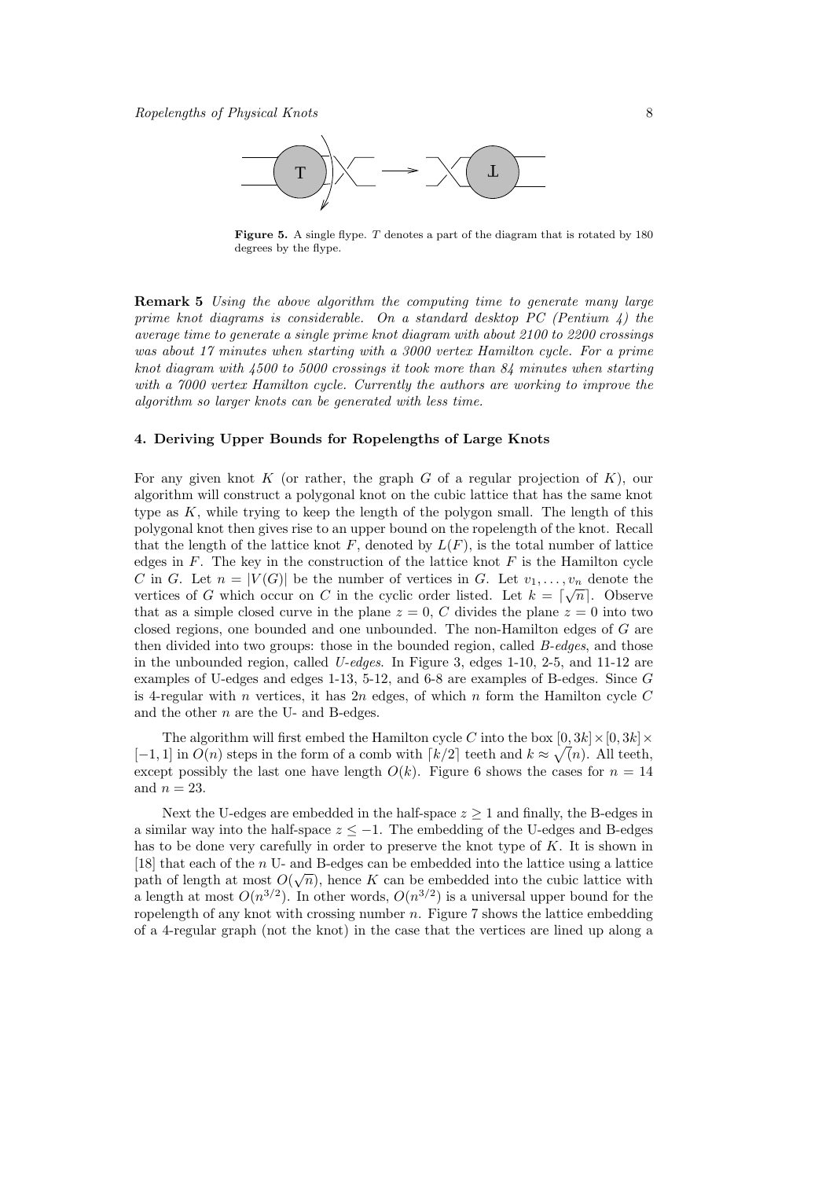**Figure 5.** A single flype. $T$ denotes a part of the diagram that is rotated by 180 degrees by the flype.

**Remark 5** *Using the above algorithm the computing time to generate many large prime knot diagrams is considerable. On a standard desktop PC (Pentium 4) the average time to generate a single prime knot diagram with about 2100 to 2200 crossings was about 17 minutes when starting with a 3000 vertex Hamilton cycle. For a prime knot diagram with 4500 to 5000 crossings it took more than 84 minutes when starting with a 7000 vertex Hamilton cycle. Currently the authors are working to improve the algorithm so larger knots can be generated with less time.*

## 4. Deriving Upper Bounds for Ropelengths of Large Knots

For any given knot $K$ (or rather, the graph $G$ of a regular projection of $K$), our algorithm will construct a polygonal knot on the cubic lattice that has the same knot type as $K$, while trying to keep the length of the polygon small. The length of this polygonal knot then gives rise to an upper bound on the ropelength of the knot. Recall that the length of the lattice knot $F$, denoted by $L(F)$, is the total number of lattice edges in $F$. The key in the construction of the lattice knot $F$ is the Hamilton cycle $C$ in $G$. Let $n = |V(G)|$ be the number of vertices in $G$. Let $v_1, \ldots, v_n$ denote the vertices of $G$ which occur on $C$ in the cyclic order listed. Let $k = \lceil \sqrt{n} \rceil$. Observe that as a simple closed curve in the plane $z = 0$, $C$ divides the plane $z = 0$ into two closed regions, one bounded and one unbounded. The non-Hamilton edges of $G$ are then divided into two groups: those in the bounded region, called *B-edges*, and those in the unbounded region, called *U-edges*. In Figure 3, edges 1-10, 2-5, and 11-12 are examples of U-edges and edges 1-13, 5-12, and 6-8 are examples of B-edges. Since $G$ is 4-regular with $n$ vertices, it has $2n$ edges, of which $n$ form the Hamilton cycle $C$ and the other $n$ are the U- and B-edges.

The algorithm will first embed the Hamilton cycle $C$ into the box $[0, 3k] \times [0, 3k] \times [-1, 1]$ in $O(n)$ steps in the form of a comb with $\lceil k/2 \rceil$ teeth and $k \approx \sqrt{(n)}$. All teeth, except possibly the last one have length $O(k)$. Figure 6 shows the cases for $n = 14$ and $n = 23$.

Next the U-edges are embedded in the half-space $z \geq 1$ and finally, the B-edges in a similar way into the half-space $z \leq -1$. The embedding of the U-edges and B-edges has to be done very carefully in order to preserve the knot type of $K$. It is shown in [18] that each of the $n$ U- and B-edges can be embedded into the lattice using a lattice path of length at most $O(\sqrt{n})$, hence $K$ can be embedded into the cubic lattice with a length at most $O(n^{3/2})$. In other words, $O(n^{3/2})$ is a universal upper bound for the ropelength of any knot with crossing number $n$. Figure 7 shows the lattice embedding of a 4-regular graph (not the knot) in the case that the vertices are lined up along a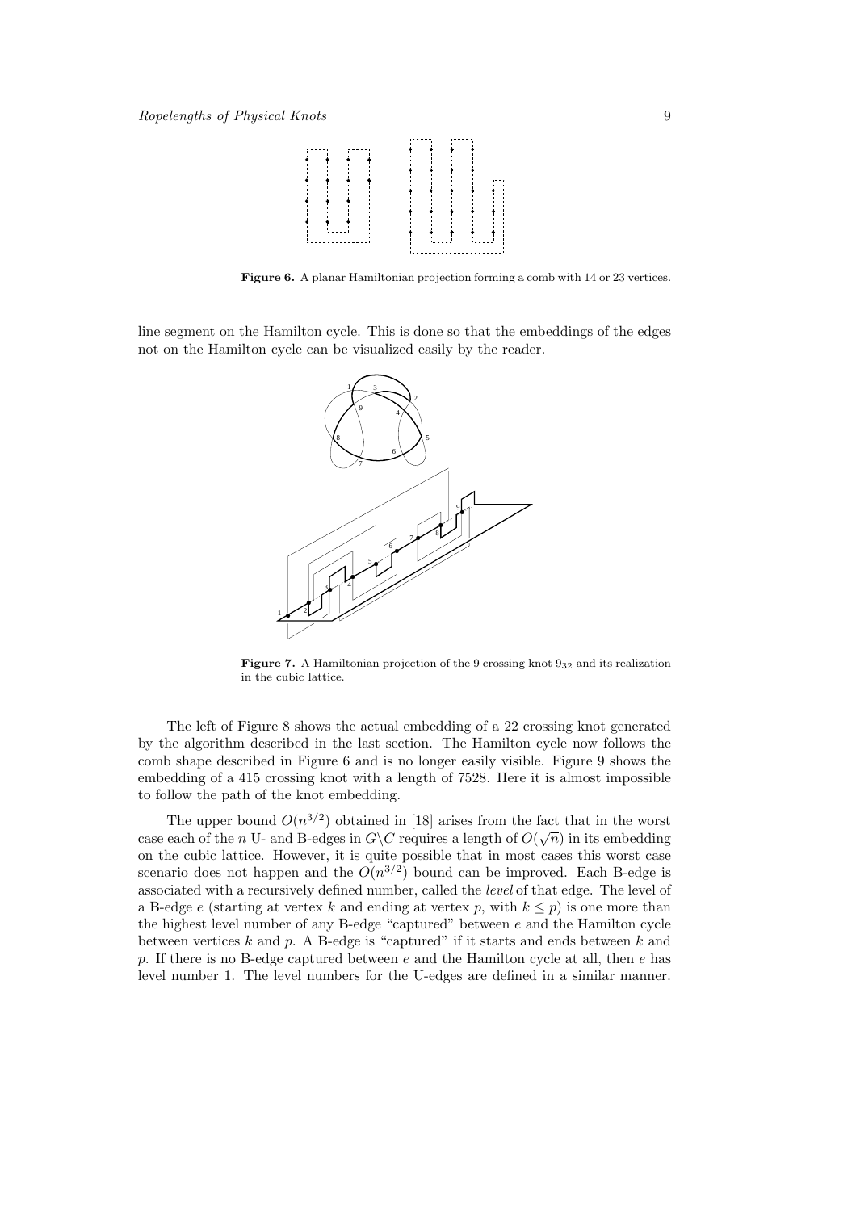**Figure 6.** A planar Hamiltonian projection forming a comb with 14 or 23 vertices.

line segment on the Hamilton cycle. This is done so that the embeddings of the edges not on the Hamilton cycle can be visualized easily by the reader.

**Figure 7.** A Hamiltonian projection of the 9 crossing knot $9_{32}$ and its realization in the cubic lattice.

The left of Figure 8 shows the actual embedding of a 22 crossing knot generated by the algorithm described in the last section. The Hamilton cycle now follows the comb shape described in Figure 6 and is no longer easily visible. Figure 9 shows the embedding of a 415 crossing knot with a length of 7528. Here it is almost impossible to follow the path of the knot embedding.

The upper bound $O(n^{3/2})$ obtained in [18] arises from the fact that in the worst case each of the $n$ U- and B-edges in $G \backslash C$ requires a length of $O(\sqrt{n})$ in its embedding on the cubic lattice. However, it is quite possible that in most cases this worst case scenario does not happen and the $O(n^{3/2})$ bound can be improved. Each B-edge is associated with a recursively defined number, called the *level* of that edge. The level of a B-edge $e$ (starting at vertex $k$ and ending at vertex $p$, with $k \leq p$) is one more than the highest level number of any B-edge "captured" between $e$ and the Hamilton cycle between vertices $k$ and $p$. A B-edge is "captured" if it starts and ends between $k$ and $p$. If there is no B-edge captured between $e$ and the Hamilton cycle at all, then $e$ has level number 1. The level numbers for the U-edges are defined in a similar manner.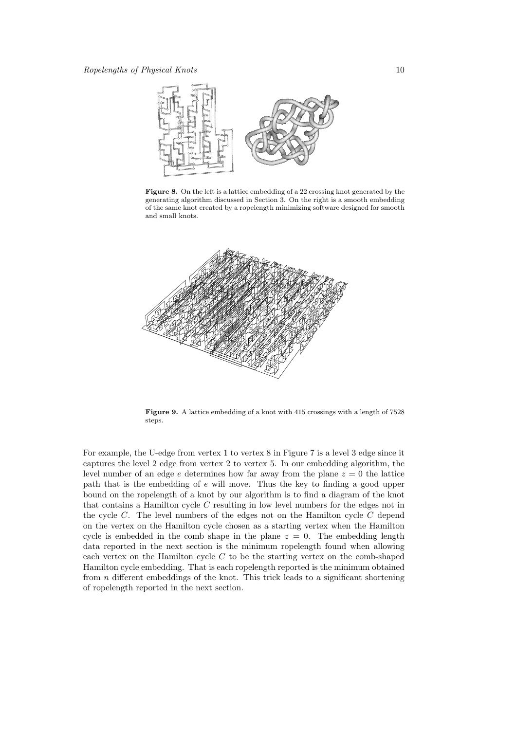**Figure 8.** On the left is a lattice embedding of a 22 crossing knot generated by the generating algorithm discussed in Section 3. On the right is a smooth embedding of the same knot created by a ropelength minimizing software designed for smooth and small knots.

**Figure 9.** A lattice embedding of a knot with 415 crossings with a length of 7528 steps.

For example, the U-edge from vertex 1 to vertex 8 in Figure 7 is a level 3 edge since it captures the level 2 edge from vertex 2 to vertex 5. In our embedding algorithm, the level number of an edge $e$ determines how far away from the plane $z = 0$ the lattice path that is the embedding of $e$ will move. Thus the key to finding a good upper bound on the ropelength of a knot by our algorithm is to find a diagram of the knot that contains a Hamilton cycle $C$ resulting in low level numbers for the edges not in the cycle $C$. The level numbers of the edges not on the Hamilton cycle $C$ depend on the vertex on the Hamilton cycle chosen as a starting vertex when the Hamilton cycle is embedded in the comb shape in the plane $z = 0$. The embedding length data reported in the next section is the minimum ropelength found when allowing each vertex on the Hamilton cycle $C$ to be the starting vertex on the comb-shaped Hamilton cycle embedding. That is each ropelength reported is the minimum obtained from $n$ different embeddings of the knot. This trick leads to a significant shortening of ropelength reported in the next section.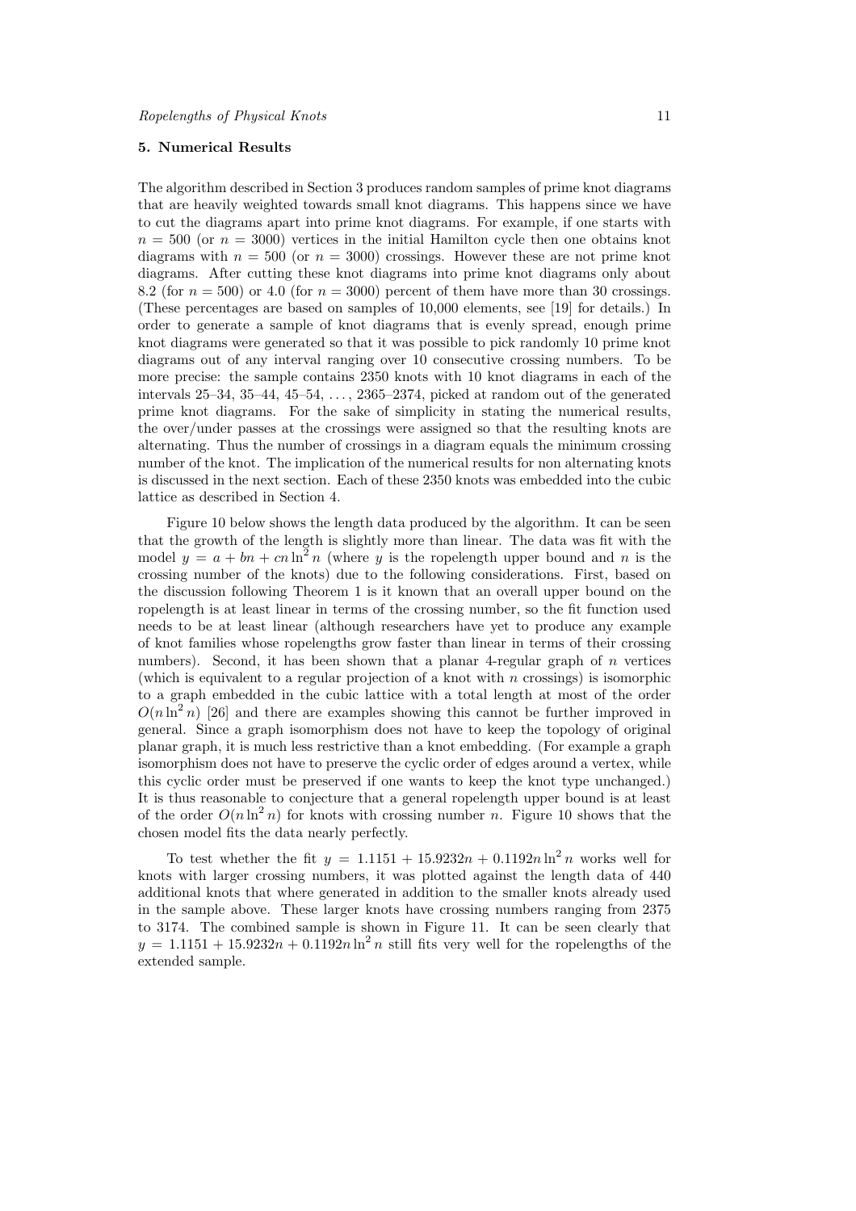## 5. Numerical Results

The algorithm described in Section 3 produces random samples of prime knot diagrams that are heavily weighted towards small knot diagrams. This happens since we have to cut the diagrams apart into prime knot diagrams. For example, if one starts with $n = 500$ (or $n = 3000$) vertices in the initial Hamilton cycle then one obtains knot diagrams with $n = 500$ (or $n = 3000$) crossings. However these are not prime knot diagrams. After cutting these knot diagrams into prime knot diagrams only about 8.2 (for $n = 500$) or 4.0 (for $n = 3000$) percent of them have more than 30 crossings. (These percentages are based on samples of 10,000 elements, see [19] for details.) In order to generate a sample of knot diagrams that is evenly spread, enough prime knot diagrams were generated so that it was possible to pick randomly 10 prime knot diagrams out of any interval ranging over 10 consecutive crossing numbers. To be more precise: the sample contains 2350 knots with 10 knot diagrams in each of the intervals 25–34, 35–44, 45–54, . . . , 2365–2374, picked at random out of the generated prime knot diagrams. For the sake of simplicity in stating the numerical results, the over/under passes at the crossings were assigned so that the resulting knots are alternating. Thus the number of crossings in a diagram equals the minimum crossing number of the knot. The implication of the numerical results for non alternating knots is discussed in the next section. Each of these 2350 knots was embedded into the cubic lattice as described in Section 4.

Figure 10 below shows the length data produced by the algorithm. It can be seen that the growth of the length is slightly more than linear. The data was fit with the model $y = a + bn + cn \ln^2 n$ (where $y$ is the ropelength upper bound and $n$ is the crossing number of the knots) due to the following considerations. First, based on the discussion following Theorem 1 is it known that an overall upper bound on the ropelength is at least linear in terms of the crossing number, so the fit function used needs to be at least linear (although researchers have yet to produce any example of knot families whose ropelengths grow faster than linear in terms of their crossing numbers). Second, it has been shown that a planar 4-regular graph of $n$ vertices (which is equivalent to a regular projection of a knot with $n$ crossings) is isomorphic to a graph embedded in the cubic lattice with a total length at most of the order $O(n \ln^2 n)$ [26] and there are examples showing this cannot be further improved in general. Since a graph isomorphism does not have to keep the topology of original planar graph, it is much less restrictive than a knot embedding. (For example a graph isomorphism does not have to preserve the cyclic order of edges around a vertex, while this cyclic order must be preserved if one wants to keep the knot type unchanged.) It is thus reasonable to conjecture that a general ropelength upper bound is at least of the order $O(n \ln^2 n)$ for knots with crossing number $n$. Figure 10 shows that the chosen model fits the data nearly perfectly.

To test whether the fit $y = 1.1151 + 15.9232n + 0.1192n \ln^2 n$ works well for knots with larger crossing numbers, it was plotted against the length data of 440 additional knots that where generated in addition to the smaller knots already used in the sample above. These larger knots have crossing numbers ranging from 2375 to 3174. The combined sample is shown in Figure 11. It can be seen clearly that $y = 1.1151 + 15.9232n + 0.1192n \ln^2 n$ still fits very well for the ropelengths of the extended sample.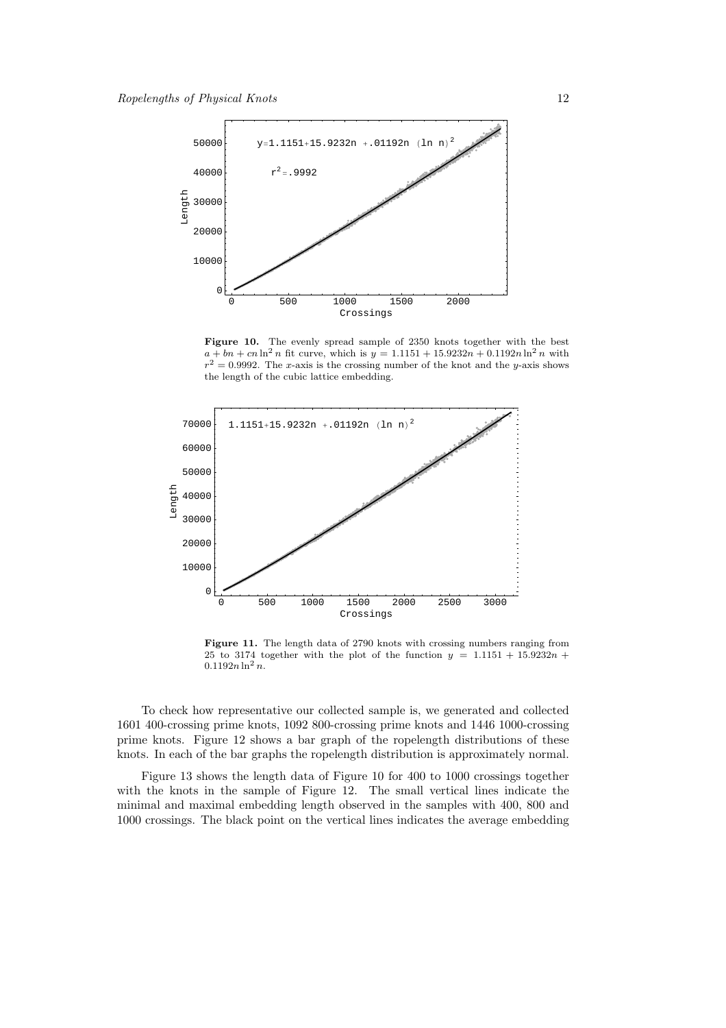**Figure 10.** The evenly spread sample of 2350 knots together with the best $a + bn + cn\ln^2 n$ fit curve, which is $y = 1.1151 + 15.9232n + 0.1192n\ln^2 n$ with $r^2 = 0.9992$. The $x$-axis is the crossing number of the knot and the $y$-axis shows the length of the cubic lattice embedding.

**Figure 11.** The length data of 2790 knots with crossing numbers ranging from 25 to 3174 together with the plot of the function $y = 1.1151 + 15.9232n + 0.1192n\ln^2 n$.

To check how representative our collected sample is, we generated and collected 1601 400-crossing prime knots, 1092 800-crossing prime knots and 1446 1000-crossing prime knots. Figure 12 shows a bar graph of the ropelength distributions of these knots. In each of the bar graphs the ropelength distribution is approximately normal.

Figure 13 shows the length data of Figure 10 for 400 to 1000 crossings together with the knots in the sample of Figure 12. The small vertical lines indicate the minimal and maximal embedding length observed in the samples with 400, 800 and 1000 crossings. The black point on the vertical lines indicates the average embedding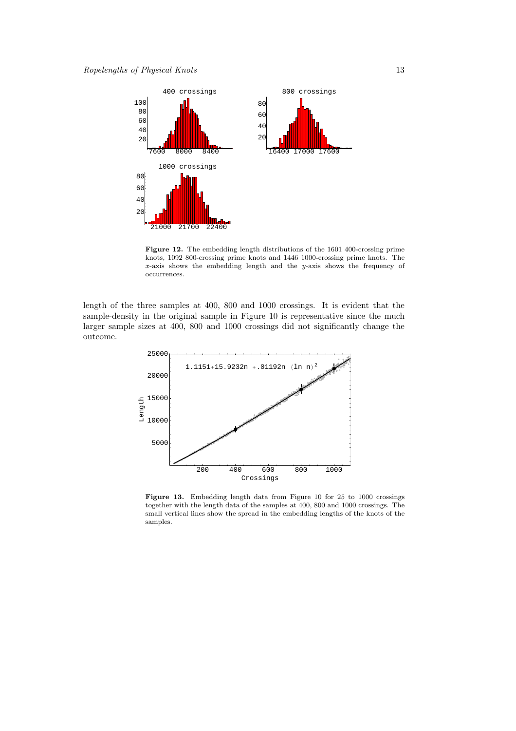**Figure 12.** The embedding length distributions of the 1601 400-crossing prime knots, 1092 800-crossing prime knots and 1446 1000-crossing prime knots. The $x$-axis shows the embedding length and the $y$-axis shows the frequency of occurrences.

length of the three samples at 400, 800 and 1000 crossings. It is evident that the sample-density in the original sample in Figure 10 is representative since the much larger sample sizes at 400, 800 and 1000 crossings did not significantly change the outcome.

**Figure 13.** Embedding length data from Figure 10 for 25 to 1000 crossings together with the length data of the samples at 400, 800 and 1000 crossings. The small vertical lines show the spread in the embedding lengths of the knots of the samples.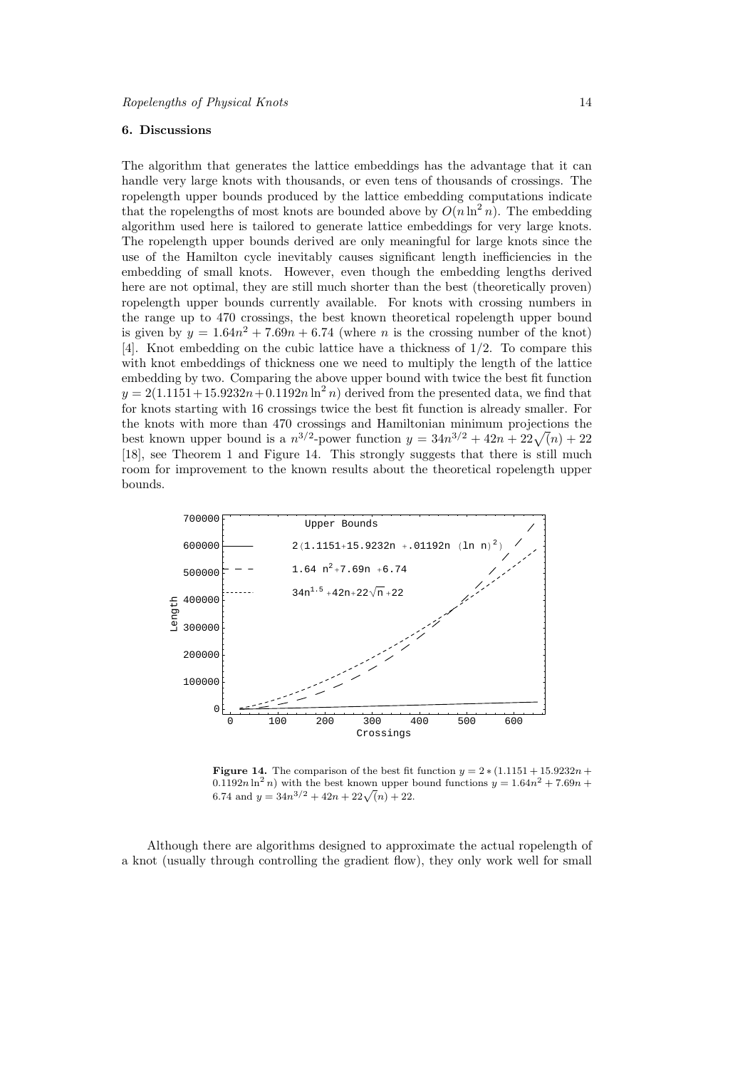## 6. Discussions

The algorithm that generates the lattice embeddings has the advantage that it can handle very large knots with thousands, or even tens of thousands of crossings. The ropelength upper bounds produced by the lattice embedding computations indicate that the ropelengths of most knots are bounded above by $O(n \ln^2 n)$. The embedding algorithm used here is tailored to generate lattice embeddings for very large knots. The ropelength upper bounds derived are only meaningful for large knots since the use of the Hamilton cycle inevitably causes significant length inefficiencies in the embedding of small knots. However, even though the embedding lengths derived here are not optimal, they are still much shorter than the best (theoretically proven) ropelength upper bounds currently available. For knots with crossing numbers in the range up to 470 crossings, the best known theoretical ropelength upper bound is given by $y = 1.64n^2 + 7.69n + 6.74$ (where $n$ is the crossing number of the knot) [4]. Knot embedding on the cubic lattice have a thickness of 1/2. To compare this with knot embeddings of thickness one we need to multiply the length of the lattice embedding by two. Comparing the above upper bound with twice the best fit function $y = 2(1.1151 + 15.9232n + 0.1192n \ln^2 n)$ derived from the presented data, we find that for knots starting with 16 crossings twice the best fit function is already smaller. For the knots with more than 470 crossings and Hamiltonian minimum projections the best known upper bound is a $n^{3/2}$-power function $y = 34n^{3/2} + 42n + 22\sqrt(n) + 22$ [18], see Theorem 1 and Figure 14. This strongly suggests that there is still much room for improvement to the known results about the theoretical ropelength upper bounds.

**Figure 14.** The comparison of the best fit function $y = 2 * (1.1151 + 15.9232n + 0.1192n \ln^2 n)$ with the best known upper bound functions $y = 1.64n^2 + 7.69n + 6.74$ and $y = 34n^{3/2} + 42n + 22\sqrt(n) + 22$.

Although there are algorithms designed to approximate the actual ropelength of a knot (usually through controlling the gradient flow), they only work well for small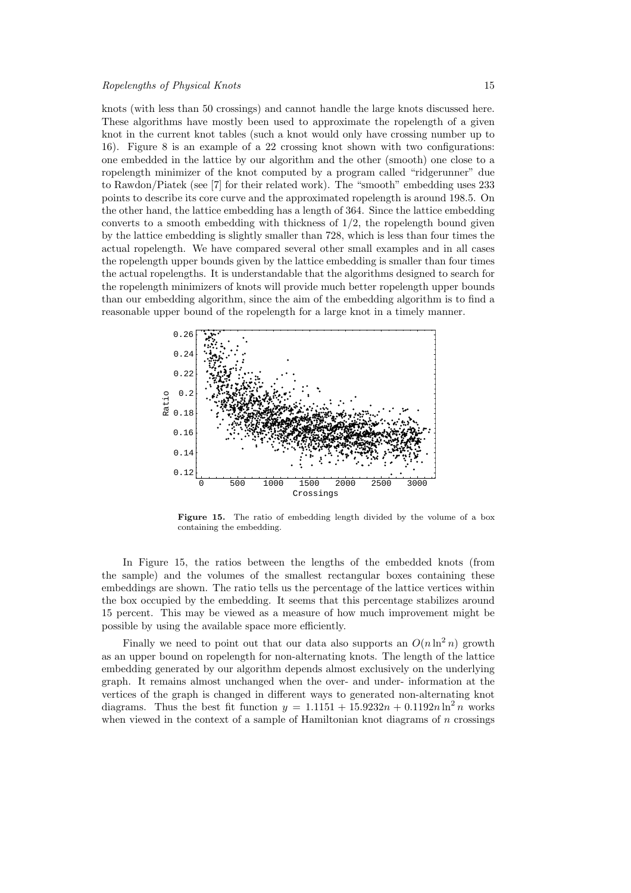knots (with less than 50 crossings) and cannot handle the large knots discussed here. These algorithms have mostly been used to approximate the ropelength of a given knot in the current knot tables (such a knot would only have crossing number up to 16). Figure 8 is an example of a 22 crossing knot shown with two configurations: one embedded in the lattice by our algorithm and the other (smooth) one close to a ropelength minimizer of the knot computed by a program called "ridgerunner" due to Rawdon/Piatek (see [7] for their related work). The "smooth" embedding uses 233 points to describe its core curve and the approximated ropelength is around 198.5. On the other hand, the lattice embedding has a length of 364. Since the lattice embedding converts to a smooth embedding with thickness of $1/2$, the ropelength bound given by the lattice embedding is slightly smaller than 728, which is less than four times the actual ropelength. We have compared several other small examples and in all cases the ropelength upper bounds given by the lattice embedding is smaller than four times the actual ropelengths. It is understandable that the algorithms designed to search for the ropelength minimizers of knots will provide much better ropelength upper bounds than our embedding algorithm, since the aim of the embedding algorithm is to find a reasonable upper bound of the ropelength for a large knot in a timely manner.

**Figure 15.** The ratio of embedding length divided by the volume of a box containing the embedding.

In Figure 15, the ratios between the lengths of the embedded knots (from the sample) and the volumes of the smallest rectangular boxes containing these embeddings are shown. The ratio tells us the percentage of the lattice vertices within the box occupied by the embedding. It seems that this percentage stabilizes around 15 percent. This may be viewed as a measure of how much improvement might be possible by using the available space more efficiently.

Finally we need to point out that our data also supports an $O(n \ln^2 n)$ growth as an upper bound on ropelength for non-alternating knots. The length of the lattice embedding generated by our algorithm depends almost exclusively on the underlying graph. It remains almost unchanged when the over- and under- information at the vertices of the graph is changed in different ways to generated non-alternating knot diagrams. Thus the best fit function $y = 1.1151 + 15.9232n + 0.1192n \ln^2 n$ works when viewed in the context of a sample of Hamiltonian knot diagrams of $n$ crossings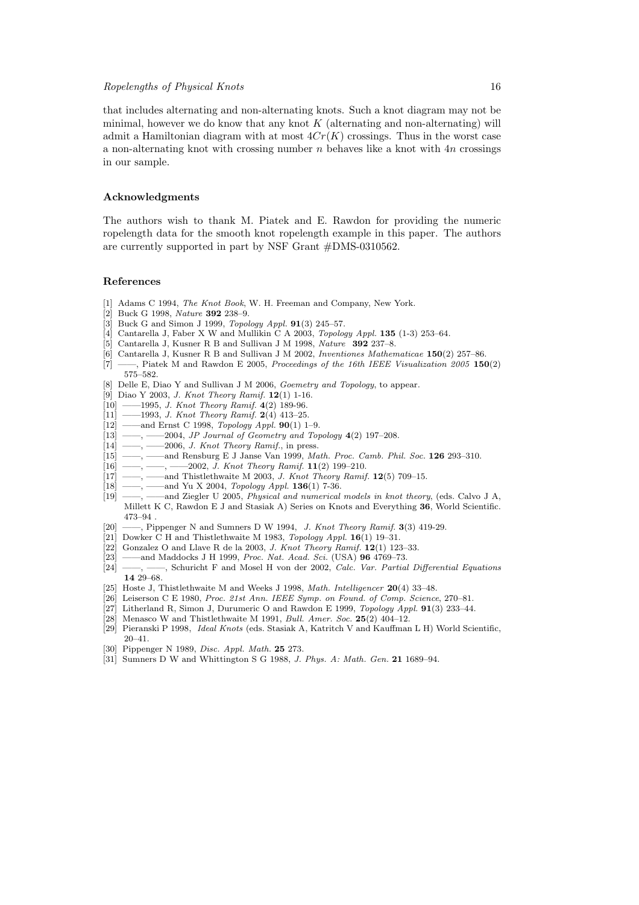that includes alternating and non-alternating knots. Such a knot diagram may not be minimal, however we do know that any knot $K$ (alternating and non-alternating) will admit a Hamiltonian diagram with at most $4Cr(K)$ crossings. Thus in the worst case a non-alternating knot with crossing number $n$ behaves like a knot with $4n$ crossings in our sample.

## Acknowledgments

The authors wish to thank M. Piatek and E. Rawdon for providing the numeric ropelength data for the smooth knot ropelength example in this paper. The authors are currently supported in part by NSF Grant #DMS-0310562.

## References

[1] Adams C 1994, *The Knot Book*, W. H. Freeman and Company, New York.

[2] Buck G 1998, *Nature* **392** 238–9.

[3] Buck G and Simon J 1999, *Topology Appl.* **91**(3) 245–57.

[4] Cantarella J, Faber X W and Mullikin C A 2003, *Topology Appl.* **135** (1-3) 253–64.

[5] Cantarella J, Kusner R B and Sullivan J M 1998, *Nature* **392** 237–8.

[6] Cantarella J, Kusner R B and Sullivan J M 2002, *Inventiones Mathematicae* **150**(2) 257–86.

[7] ——, Piatek M and Rawdon E 2005, *Proceedings of the 16th IEEE Visualization 2005* **150**(2) 575–582.

[8] Delle E, Diao Y and Sullivan J M 2006, *Goemetry and Topology*, to appear.

[9] Diao Y 2003, *J. Knot Theory Ramif.* **12**(1) 1-16.

[10] ——1995, *J. Knot Theory Ramif.* **4**(2) 189-96.

[11] ——1993, *J. Knot Theory Ramif.* **2**(4) 413–25.

[12] ——and Ernst C 1998, *Topology Appl.* **90**(1) 1–9.

[13] ——, ——2004, *JP Journal of Geometry and Topology* **4**(2) 197–208.

[14] ——, ——2006, *J. Knot Theory Ramif.*, in press.

[15] ——, ——and Rensburg E J Janse Van 1999, *Math. Proc. Camb. Phil. Soc.* **126** 293–310.

[16] ——, ——, ——2002, *J. Knot Theory Ramif.* **11**(2) 199–210.

[17] ——, ——and Thistlethwaite M 2003, *J. Knot Theory Ramif.* **12**(5) 709–15.

[18] ——, ——and Yu X 2004, *Topology Appl.* **136**(1) 7-36.

[19] ——, ——and Ziegler U 2005, *Physical and numerical models in knot theory*, (eds. Calvo J A, Millett K C, Rawdon E J and Stasiak A) Series on Knots and Everything **36**, World Scientific. 473–94 .

[20] ——, Pippenger N and Sumners D W 1994, *J. Knot Theory Ramif.* **3**(3) 419-29.

[21] Dowker C H and Thistlethwaite M 1983, *Topology Appl.* **16**(1) 19–31.

[22] Gonzalez O and Llave R de la 2003, *J. Knot Theory Ramif.* **12**(1) 123–33.

[23] ——and Maddocks J H 1999, *Proc. Nat. Acad. Sci.* (USA) **96** 4769–73.

[24] ——, ——, Schuricht F and Mosel H von der 2002, *Calc. Var. Partial Differential Equations* **14** 29–68.

[25] Hoste J, Thistlethwaite M and Weeks J 1998, *Math. Intelligencer* **20**(4) 33–48.

[26] Leiserson C E 1980, *Proc. 21st Ann. IEEE Symp. on Found. of Comp. Science*, 270–81.

[27] Litherland R, Simon J, Durumeric O and Rawdon E 1999, *Topology Appl.* **91**(3) 233–44.

[28] Menasco W and Thistlethwaite M 1991, *Bull. Amer. Soc.* **25**(2) 404–12.

[29] Pieranski P 1998, *Ideal Knots* (eds. Stasiak A, Katritch V and Kauffman L H) World Scientific, 20–41.

[30] Pippenger N 1989, *Disc. Appl. Math.* **25** 273.

[31] Sumners D W and Whittington S G 1988, *J. Phys. A: Math. Gen.* **21** 1689–94.